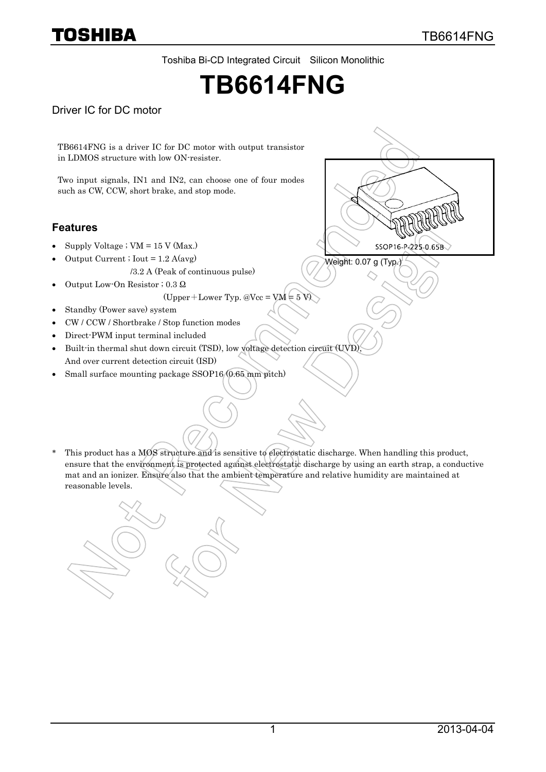Toshiba Bi-CD Integrated Circuit Silicon Monolithic

# TB6614FNG

Driver IC for DC motor

TB6614FNG is a driver IC for DC motor with output transistor in LDMOS structure with low ON-resister.

Two input signals, IN1 and IN2, can choose one of four modes such as CW, CCW, short brake, and stop mode.

SSOP16-P-225-0.65B

Weight: 0.07 g (Typ.)

## Features

- Supply Voltage ; VM = 15 V (Max.)
- Output Current ; Iout = 1.2 A(avg)
  /3.2 A (Peak of continuous pulse)
- Output Low-On Resistor ; 0.3 Ω
  (Upper＋Lower Typ. @Vcc = VM = 5 V)
- Standby (Power save) system
- CW / CCW / Shortbrake / Stop function modes
- Direct-PWM input terminal included
- Built-in thermal shut down circuit (TSD), low voltage detection circuit (UVD), And over current detection circuit (ISD)
- Small surface mounting package SSOP16 (0.65 mm pitch)

\* This product has a MOS structure and is sensitive to electrostatic discharge. When handling this product, ensure that the environment is protected against electrostatic discharge by using an earth strap, a conductive mat and an ionizer. Ensure also that the ambient temperature and relative humidity are maintained at reasonable levels.

Not Recommended for New Design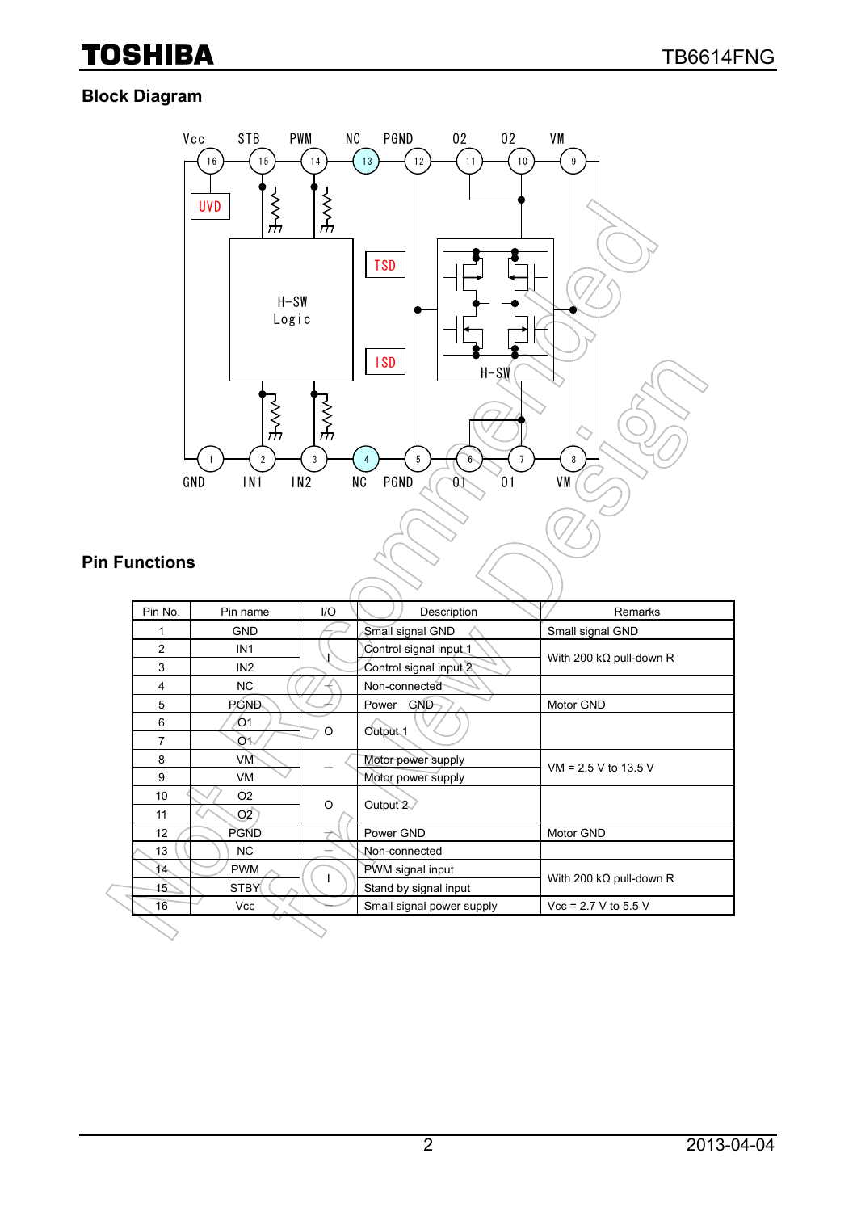## Block Diagram

## Pin Functions

| Pin No. | Pin name | I/O | Description | Remarks |
|---|---|---|---|---|
| 1 | GND | — | Small signal GND | Small signal GND |
| 2 | IN1 | I | Control signal input 1 | With 200 kΩ pull-down R |
| 3 | IN2 | I | Control signal input 2 | With 200 kΩ pull-down R |
| 4 | NC | — | Non-connected | |
| 5 | PGND | — | Power GND | Motor GND |
| 6 | O1 | O | Output 1 | |
| 7 | O1 | O | Output 1 | |
| 8 | VM | — | Motor power supply | VM = 2.5 V to 13.5 V |
| 9 | VM | — | Motor power supply | VM = 2.5 V to 13.5 V |
| 10 | O2 | O | Output 2 | |
| 11 | O2 | O | Output 2 | |
| 12 | PGND | — | Power GND | Motor GND |
| 13 | NC | — | Non-connected | |
| 14 | PWM | I | PWM signal input | With 200 kΩ pull-down R |
| 15 | STBY | I | Stand by signal input | With 200 kΩ pull-down R |
| 16 | Vcc | — | Small signal power supply | Vcc = 2.7 V to 5.5 V |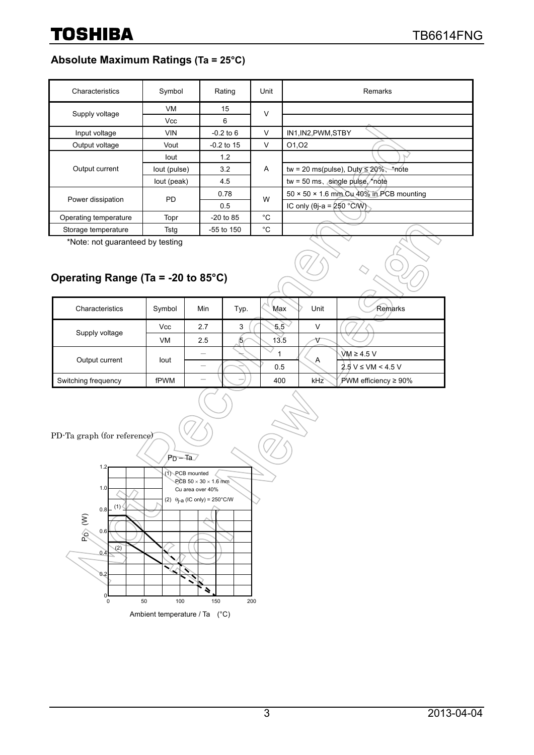## Absolute Maximum Ratings (Ta = 25°C)

| Characteristics | Symbol | Rating | Unit | Remarks |
|---|---|---|---|---|
| Supply voltage | VM | 15 | V | |
| | Vcc | 6 | | |
| Input voltage | VIN | -0.2 to 6 | V | IN1,IN2,PWM,STBY |
| Output voltage | Vout | -0.2 to 15 | V | O1,O2 |
| Output current | Iout | 1.2 | A | |
| | Iout (pulse) | 3.2 | | tw = 20 ms(pulse), Duty ≤ 20%、*note |
| | Iout (peak) | 4.5 | | tw = 50 ms、single pulse, *note |
| Power dissipation | PD | 0.78 | W | 50 × 50 × 1.6 mm Cu 40% in PCB mounting |
| | | 0.5 | | IC only (θj-a = 250 °C/W) |
| Operating temperature | Topr | -20 to 85 | °C | |
| Storage temperature | Tstg | -55 to 150 | °C | |

*Note: not guaranteed by testing

## Operating Range (Ta = -20 to 85°C)

| Characteristics | Symbol | Min | Typ. | Max | Unit | Remarks |
|---|---|---|---|---|---|---|
| Supply voltage | Vcc | 2.7 | 3 | 5.5 | V | |
| | VM | 2.5 | 5 | 13.5 | V | |
| Output current | Iout | — | — | 1 | A | VM ≥ 4.5 V |
| | | — | — | 0.5 | | 2.5 V ≤ VM < 4.5 V |
| Switching frequency | fPWM | — | — | 400 | kHz | PWM efficiency ≥ 90% |

PD-Ta graph (for reference)

$P_D$ – Ta

(1) PCB mounted PCB 50 × 30 × 1.6 mm Cu area over 40%

(2) $\theta_{j\text{-}a}$ (IC only) = 250°C/W

$P_D$ (W)

Ambient temperature / Ta (°C)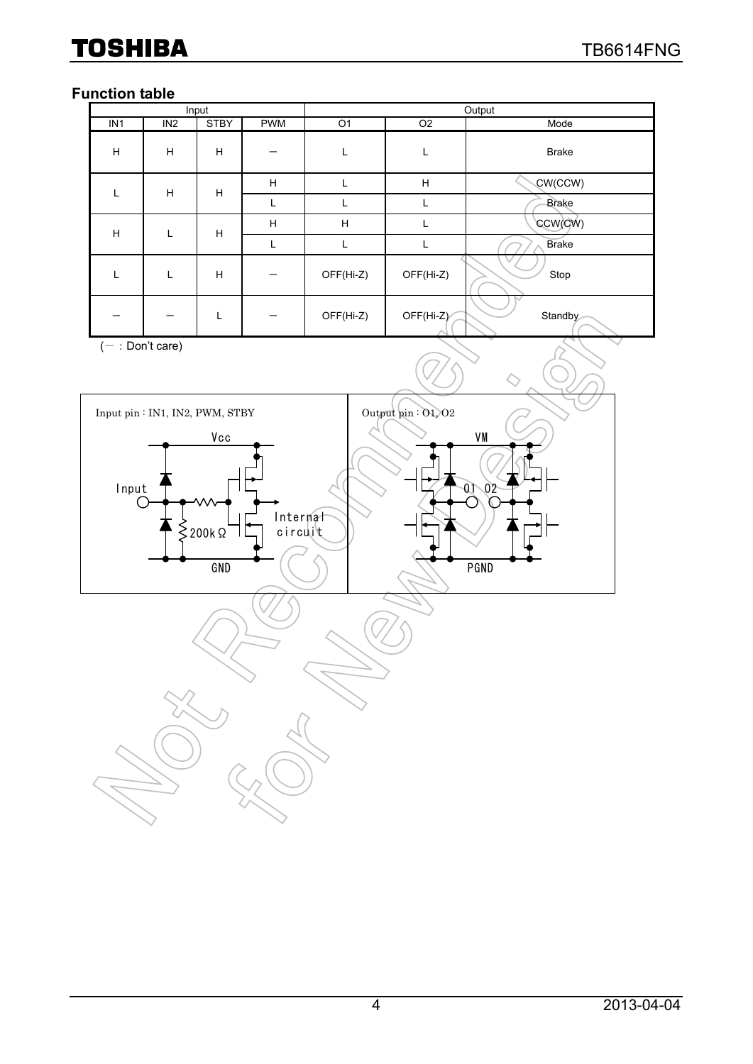## Function table

| Input | | | | Output | | |
|---|---|---|---|---|---|---|
| IN1 | IN2 | STBY | PWM | O1 | O2 | Mode |
| H | H | H | − | L | L | Brake |
| L | H | H | H | L | H | CW(CCW) |
| | | | L | L | L | Brake |
| H | L | H | H | H | L | CCW(CW) |
| | | | L | L | L | Brake |
| L | L | H | − | OFF(Hi-Z) | OFF(Hi-Z) | Stop |
| − | − | L | − | OFF(Hi-Z) | OFF(Hi-Z) | Standby |

(− : Don't care)

Input pin : IN1, IN2, PWM, STBY

Vcc

Input

200kΩ

Internal circuit

GND

Output pin : O1, O2

VM

O1 O2

PGND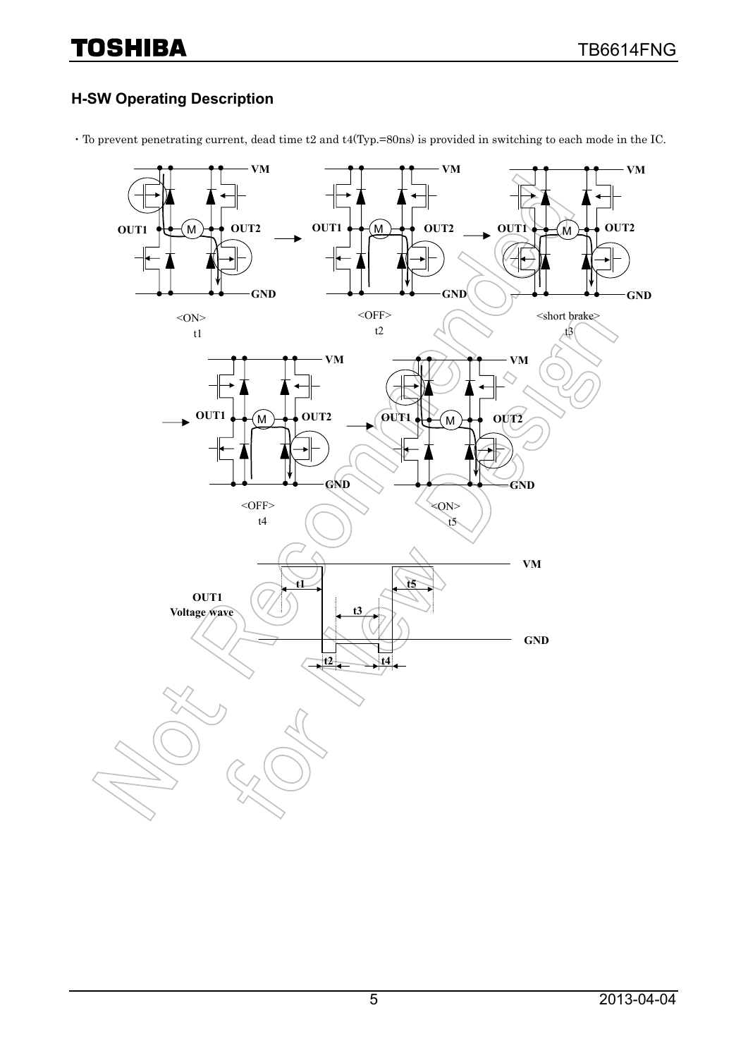## H-SW Operating Description

・To prevent penetrating current, dead time t2 and t4(Typ.=80ns) is provided in switching to each mode in the IC.

VM

OUT1 M OUT2

GND

<ON>
t1

<OFF>
t2

<short brake>
t3

<OFF>
t4

<ON>
t5

OUT1
Voltage wave

VM

GND

t1 t2 t3 t4 t5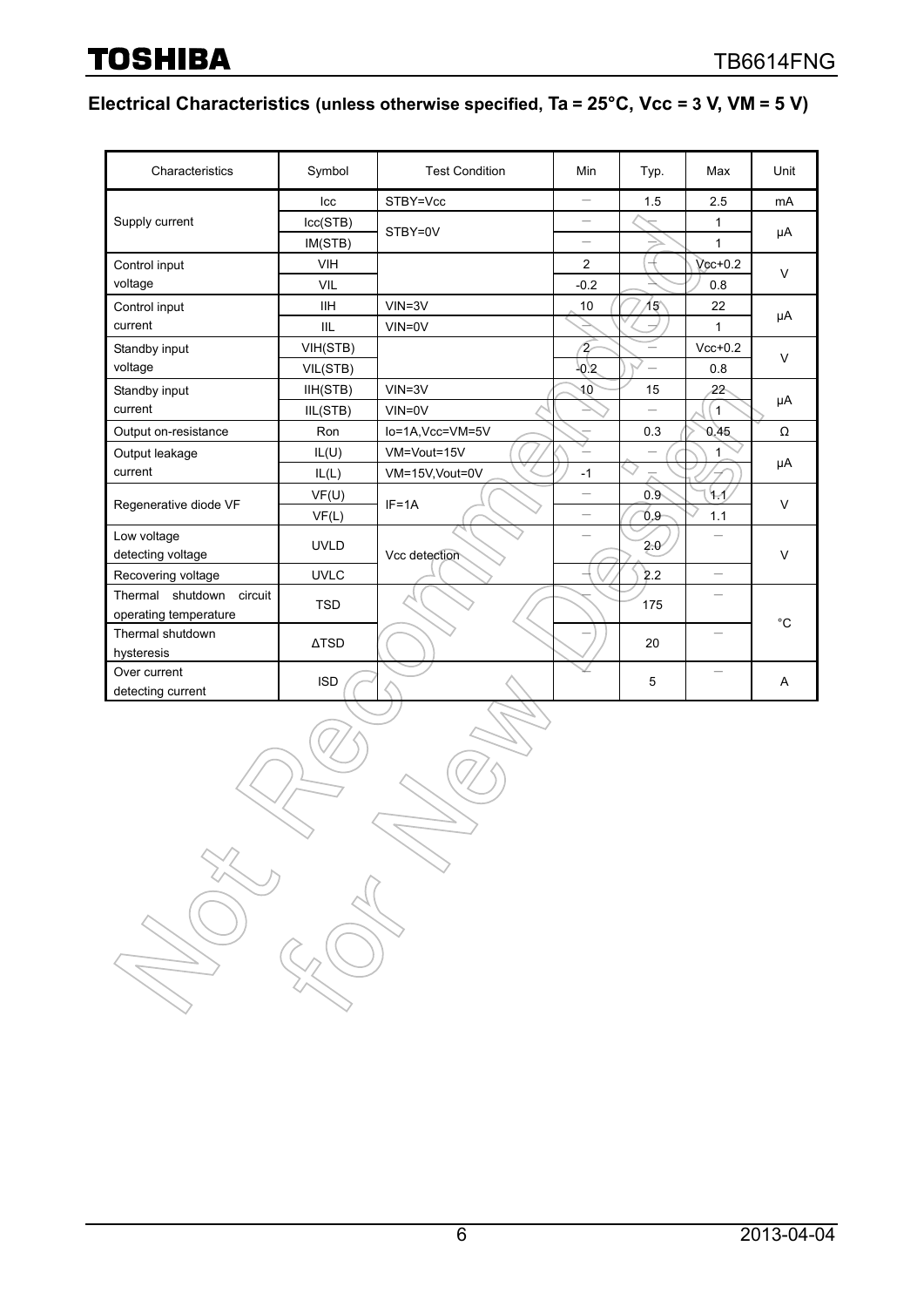## Electrical Characteristics (unless otherwise specified, Ta = 25°C, Vcc = 3 V, VM = 5 V)

| Characteristics | Symbol | Test Condition | Min | Typ. | Max | Unit |
|---|---|---|---|---|---|---|
| Supply current | Icc | STBY=Vcc | ― | 1.5 | 2.5 | mA |
| | Icc(STB) | STBY=0V | ― | ― | 1 | μA |
| | IM(STB) | | ― | ― | 1 | |
| Control input voltage | VIH | | 2 | ― | Vcc+0.2 | V |
| | VIL | | -0.2 | ― | 0.8 | |
| Control input current | IIH | VIN=3V | 10 | 15 | 22 | μA |
| | IIL | VIN=0V | ― | ― | 1 | |
| Standby input voltage | VIH(STB) | | 2 | ― | Vcc+0.2 | V |
| | VIL(STB) | | -0.2 | ― | 0.8 | |
| Standby input current | IIH(STB) | VIN=3V | 10 | 15 | 22 | μA |
| | IIL(STB) | VIN=0V | ― | ― | 1 | |
| Output on-resistance | Ron | Io=1A,Vcc=VM=5V | ― | 0.3 | 0.45 | Ω |
| Output leakage current | IL(U) | VM=Vout=15V | ― | ― | 1 | μA |
| | IL(L) | VM=15V,Vout=0V | -1 | ― | ― | |
| Regenerative diode VF | VF(U) | IF=1A | ― | 0.9 | 1.1 | V |
| | VF(L) | | ― | 0.9 | 1.1 | |
| Low voltage detecting voltage | UVLD | Vcc detection | ― | 2.0 | ― | V |
| Recovering voltage | UVLC | | ― | 2.2 | ― | |
| Thermal shutdown circuit operating temperature | TSD | | ― | 175 | ― | °C |
| Thermal shutdown hysteresis | ΔTSD | | ― | 20 | ― | |
| Over current detecting current | ISD | | ― | 5 | ― | A |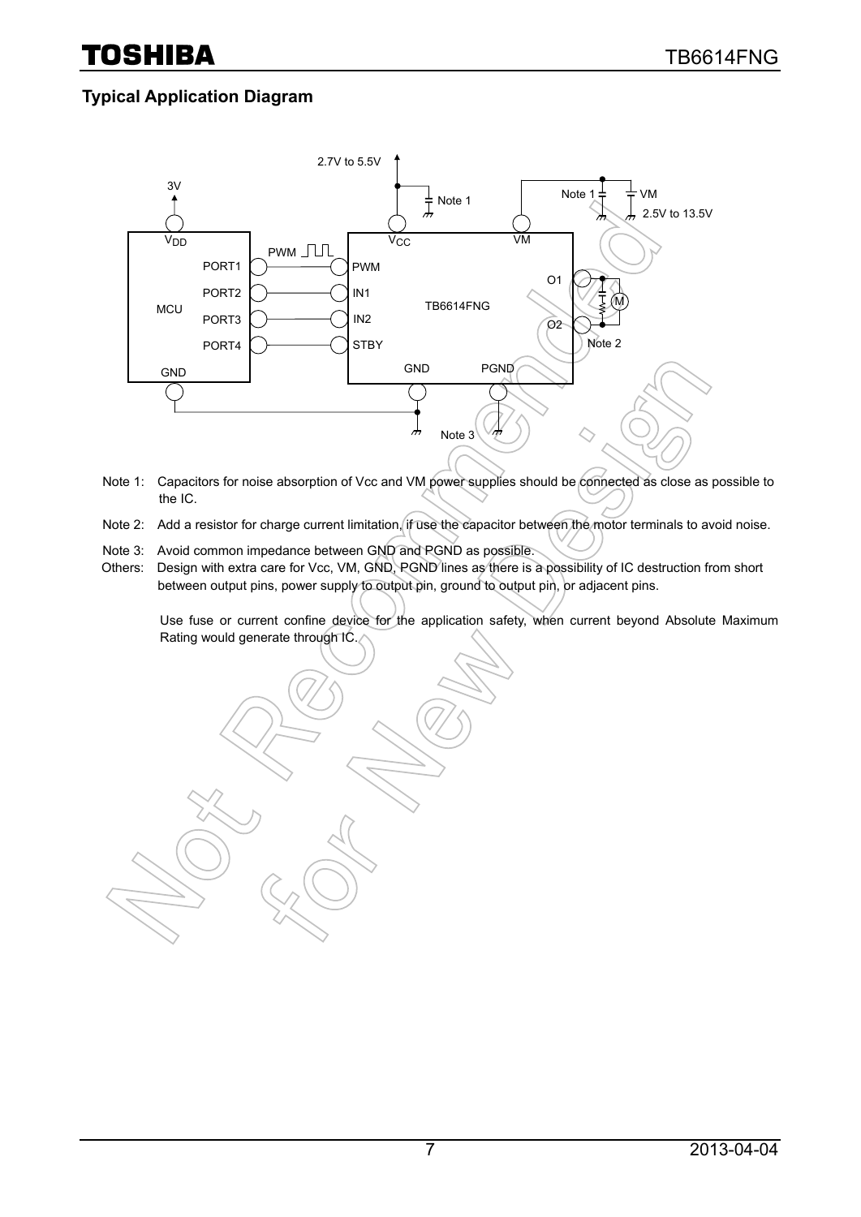## Typical Application Diagram

Note 1: Capacitors for noise absorption of Vcc and VM power supplies should be connected as close as possible to the IC.

Note 2: Add a resistor for charge current limitation, if use the capacitor between the motor terminals to avoid noise.

Note 3: Avoid common impedance between GND and PGND as possible.

Others: Design with extra care for Vcc, VM, GND, PGND lines as there is a possibility of IC destruction from short between output pins, power supply to output pin, ground to output pin, or adjacent pins.

Use fuse or current confine device for the application safety, when current beyond Absolute Maximum Rating would generate through IC.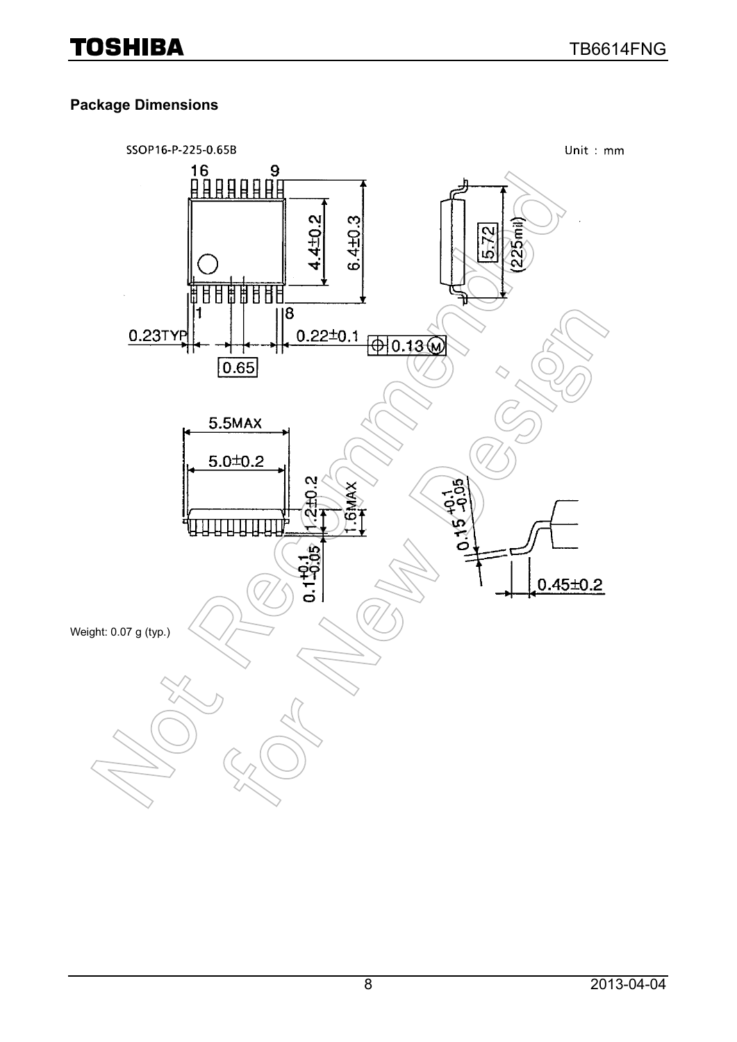## Package Dimensions

SSOP16-P-225-0.65B

Unit : mm

Weight: 0.07 g (typ.)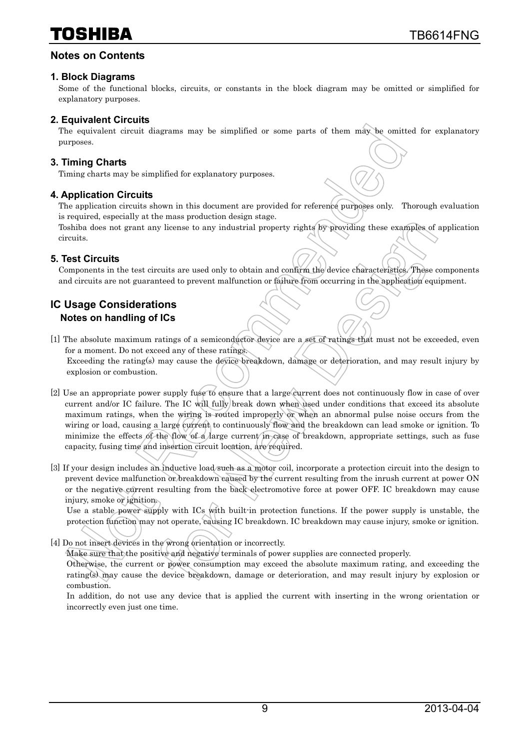## Notes on Contents

### 1. Block Diagrams

Some of the functional blocks, circuits, or constants in the block diagram may be omitted or simplified for explanatory purposes.

### 2. Equivalent Circuits

The equivalent circuit diagrams may be simplified or some parts of them may be omitted for explanatory purposes.

### 3. Timing Charts

Timing charts may be simplified for explanatory purposes.

### 4. Application Circuits

The application circuits shown in this document are provided for reference purposes only. Thorough evaluation is required, especially at the mass production design stage.

Toshiba does not grant any license to any industrial property rights by providing these examples of application circuits.

### 5. Test Circuits

Components in the test circuits are used only to obtain and confirm the device characteristics. These components and circuits are not guaranteed to prevent malfunction or failure from occurring in the application equipment.

## IC Usage Considerations

### Notes on handling of ICs

[1] The absolute maximum ratings of a semiconductor device are a set of ratings that must not be exceeded, even for a moment. Do not exceed any of these ratings.
Exceeding the rating(s) may cause the device breakdown, damage or deterioration, and may result injury by explosion or combustion.

[2] Use an appropriate power supply fuse to ensure that a large current does not continuously flow in case of over current and/or IC failure. The IC will fully break down when used under conditions that exceed its absolute maximum ratings, when the wiring is routed improperly or when an abnormal pulse noise occurs from the wiring or load, causing a large current to continuously flow and the breakdown can lead smoke or ignition. To minimize the effects of the flow of a large current in case of breakdown, appropriate settings, such as fuse capacity, fusing time and insertion circuit location, are required.

[3] If your design includes an inductive load such as a motor coil, incorporate a protection circuit into the design to prevent device malfunction or breakdown caused by the current resulting from the inrush current at power ON or the negative current resulting from the back electromotive force at power OFF. IC breakdown may cause injury, smoke or ignition.
Use a stable power supply with ICs with built-in protection functions. If the power supply is unstable, the protection function may not operate, causing IC breakdown. IC breakdown may cause injury, smoke or ignition.

[4] Do not insert devices in the wrong orientation or incorrectly.
Make sure that the positive and negative terminals of power supplies are connected properly.
Otherwise, the current or power consumption may exceed the absolute maximum rating, and exceeding the rating(s) may cause the device breakdown, damage or deterioration, and may result injury by explosion or combustion.
In addition, do not use any device that is applied the current with inserting in the wrong orientation or incorrectly even just one time.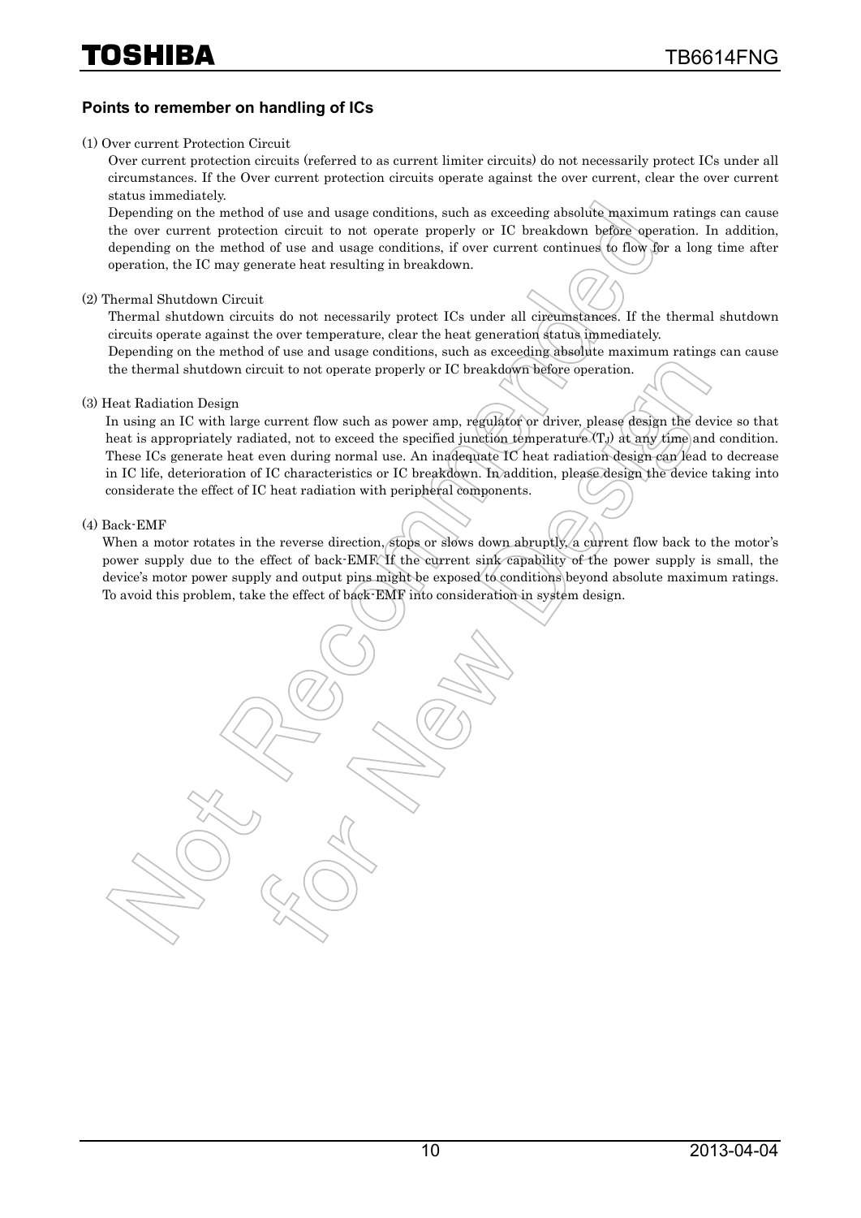### Points to remember on handling of ICs

(1) Over current Protection Circuit

Over current protection circuits (referred to as current limiter circuits) do not necessarily protect ICs under all circumstances. If the Over current protection circuits operate against the over current, clear the over current status immediately.

Depending on the method of use and usage conditions, such as exceeding absolute maximum ratings can cause the over current protection circuit to not operate properly or IC breakdown before operation. In addition, depending on the method of use and usage conditions, if over current continues to flow for a long time after operation, the IC may generate heat resulting in breakdown.

(2) Thermal Shutdown Circuit

Thermal shutdown circuits do not necessarily protect ICs under all circumstances. If the thermal shutdown circuits operate against the over temperature, clear the heat generation status immediately.

Depending on the method of use and usage conditions, such as exceeding absolute maximum ratings can cause the thermal shutdown circuit to not operate properly or IC breakdown before operation.

(3) Heat Radiation Design

In using an IC with large current flow such as power amp, regulator or driver, please design the device so that heat is appropriately radiated, not to exceed the specified junction temperature ($T_J$) at any time and condition. These ICs generate heat even during normal use. An inadequate IC heat radiation design can lead to decrease in IC life, deterioration of IC characteristics or IC breakdown. In addition, please design the device taking into considerate the effect of IC heat radiation with peripheral components.

(4) Back-EMF

When a motor rotates in the reverse direction, stops or slows down abruptly, a current flow back to the motor's power supply due to the effect of back-EMF. If the current sink capability of the power supply is small, the device's motor power supply and output pins might be exposed to conditions beyond absolute maximum ratings. To avoid this problem, take the effect of back-EMF into consideration in system design.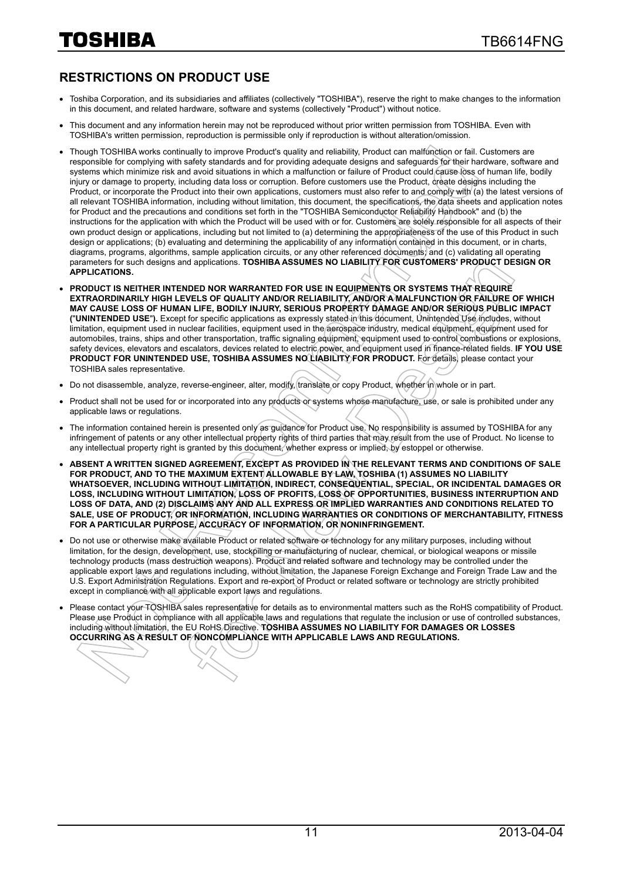## RESTRICTIONS ON PRODUCT USE

- Toshiba Corporation, and its subsidiaries and affiliates (collectively "TOSHIBA"), reserve the right to make changes to the information in this document, and related hardware, software and systems (collectively "Product") without notice.
- This document and any information herein may not be reproduced without prior written permission from TOSHIBA. Even with TOSHIBA's written permission, reproduction is permissible only if reproduction is without alteration/omission.
- Though TOSHIBA works continually to improve Product's quality and reliability, Product can malfunction or fail. Customers are responsible for complying with safety standards and for providing adequate designs and safeguards for their hardware, software and systems which minimize risk and avoid situations in which a malfunction or failure of Product could cause loss of human life, bodily injury or damage to property, including data loss or corruption. Before customers use the Product, create designs including the Product, or incorporate the Product into their own applications, customers must also refer to and comply with (a) the latest versions of all relevant TOSHIBA information, including without limitation, this document, the specifications, the data sheets and application notes for Product and the precautions and conditions set forth in the "TOSHIBA Semiconductor Reliability Handbook" and (b) the instructions for the application with which the Product will be used with or for. Customers are solely responsible for all aspects of their own product design or applications, including but not limited to (a) determining the appropriateness of the use of this Product in such design or applications; (b) evaluating and determining the applicability of any information contained in this document, or in charts, diagrams, programs, algorithms, sample application circuits, or any other referenced documents; and (c) validating all operating parameters for such designs and applications. **TOSHIBA ASSUMES NO LIABILITY FOR CUSTOMERS' PRODUCT DESIGN OR APPLICATIONS.**
- **PRODUCT IS NEITHER INTENDED NOR WARRANTED FOR USE IN EQUIPMENTS OR SYSTEMS THAT REQUIRE EXTRAORDINARILY HIGH LEVELS OF QUALITY AND/OR RELIABILITY, AND/OR A MALFUNCTION OR FAILURE OF WHICH MAY CAUSE LOSS OF HUMAN LIFE, BODILY INJURY, SERIOUS PROPERTY DAMAGE AND/OR SERIOUS PUBLIC IMPACT ("UNINTENDED USE").** Except for specific applications as expressly stated in this document, Unintended Use includes, without limitation, equipment used in nuclear facilities, equipment used in the aerospace industry, medical equipment, equipment used for automobiles, trains, ships and other transportation, traffic signaling equipment, equipment used to control combustions or explosions, safety devices, elevators and escalators, devices related to electric power, and equipment used in finance-related fields. **IF YOU USE PRODUCT FOR UNINTENDED USE, TOSHIBA ASSUMES NO LIABILITY FOR PRODUCT.** For details, please contact your TOSHIBA sales representative.
- Do not disassemble, analyze, reverse-engineer, alter, modify, translate or copy Product, whether in whole or in part.
- Product shall not be used for or incorporated into any products or systems whose manufacture, use, or sale is prohibited under any applicable laws or regulations.
- The information contained herein is presented only as guidance for Product use. No responsibility is assumed by TOSHIBA for any infringement of patents or any other intellectual property rights of third parties that may result from the use of Product. No license to any intellectual property right is granted by this document, whether express or implied, by estoppel or otherwise.
- **ABSENT A WRITTEN SIGNED AGREEMENT, EXCEPT AS PROVIDED IN THE RELEVANT TERMS AND CONDITIONS OF SALE FOR PRODUCT, AND TO THE MAXIMUM EXTENT ALLOWABLE BY LAW, TOSHIBA (1) ASSUMES NO LIABILITY WHATSOEVER, INCLUDING WITHOUT LIMITATION, INDIRECT, CONSEQUENTIAL, SPECIAL, OR INCIDENTAL DAMAGES OR LOSS, INCLUDING WITHOUT LIMITATION, LOSS OF PROFITS, LOSS OF OPPORTUNITIES, BUSINESS INTERRUPTION AND LOSS OF DATA, AND (2) DISCLAIMS ANY AND ALL EXPRESS OR IMPLIED WARRANTIES AND CONDITIONS RELATED TO SALE, USE OF PRODUCT, OR INFORMATION, INCLUDING WARRANTIES OR CONDITIONS OF MERCHANTABILITY, FITNESS FOR A PARTICULAR PURPOSE, ACCURACY OF INFORMATION, OR NONINFRINGEMENT.**
- Do not use or otherwise make available Product or related software or technology for any military purposes, including without limitation, for the design, development, use, stockpiling or manufacturing of nuclear, chemical, or biological weapons or missile technology products (mass destruction weapons). Product and related software and technology may be controlled under the applicable export laws and regulations including, without limitation, the Japanese Foreign Exchange and Foreign Trade Law and the U.S. Export Administration Regulations. Export and re-export of Product or related software or technology are strictly prohibited except in compliance with all applicable export laws and regulations.
- Please contact your TOSHIBA sales representative for details as to environmental matters such as the RoHS compatibility of Product. Please use Product in compliance with all applicable laws and regulations that regulate the inclusion or use of controlled substances, including without limitation, the EU RoHS Directive. **TOSHIBA ASSUMES NO LIABILITY FOR DAMAGES OR LOSSES OCCURRING AS A RESULT OF NONCOMPLIANCE WITH APPLICABLE LAWS AND REGULATIONS.**